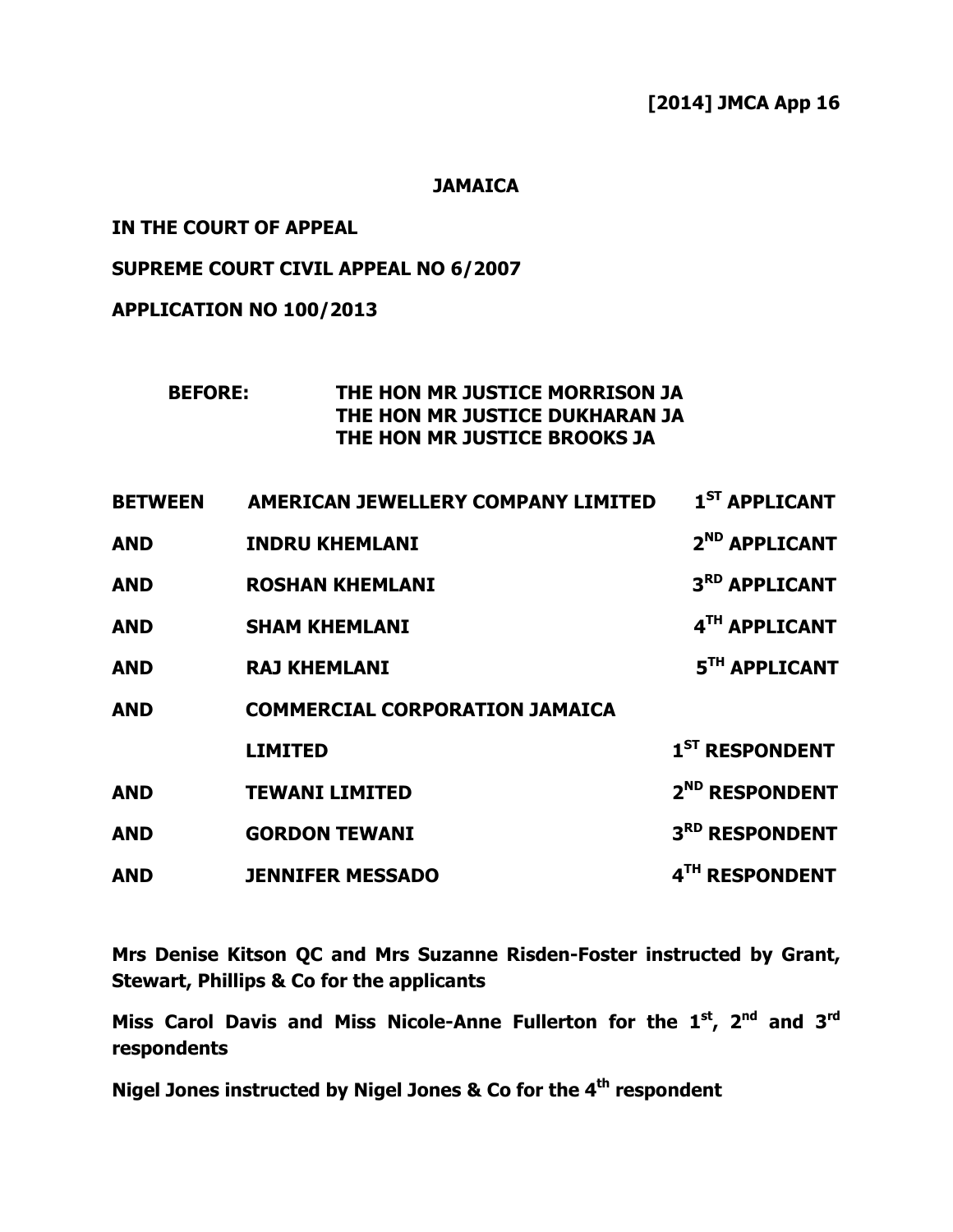**[2014] JMCA App 16**

**JAMAICA**

**IN THE COURT OF APPEAL**

**SUPREME COURT CIVIL APPEAL NO 6/2007**

**APPLICATION NO 100/2013**

**BEFORE: THE HON MR JUSTICE MORRISON JA**
**THE HON MR JUSTICE DUKHARAN JA**
**THE HON MR JUSTICE BROOKS JA**

| | | |
|---|---|---|
| **BETWEEN** | **AMERICAN JEWELLERY COMPANY LIMITED** | **1ST APPLICANT** |
| **AND** | **INDRU KHEMLANI** | **2ND APPLICANT** |
| **AND** | **ROSHAN KHEMLANI** | **3RD APPLICANT** |
| **AND** | **SHAM KHEMLANI** | **4TH APPLICANT** |
| **AND** | **RAJ KHEMLANI** | **5TH APPLICANT** |
| **AND** | **COMMERCIAL CORPORATION JAMAICA LIMITED** | **1ST RESPONDENT** |
| **AND** | **TEWANI LIMITED** | **2ND RESPONDENT** |
| **AND** | **GORDON TEWANI** | **3RD RESPONDENT** |
| **AND** | **JENNIFER MESSADO** | **4TH RESPONDENT** |

**Mrs Denise Kitson QC and Mrs Suzanne Risden-Foster instructed by Grant, Stewart, Phillips & Co for the applicants**

**Miss Carol Davis and Miss Nicole-Anne Fullerton for the 1st, 2nd and 3rd respondents**

**Nigel Jones instructed by Nigel Jones & Co for the 4th respondent**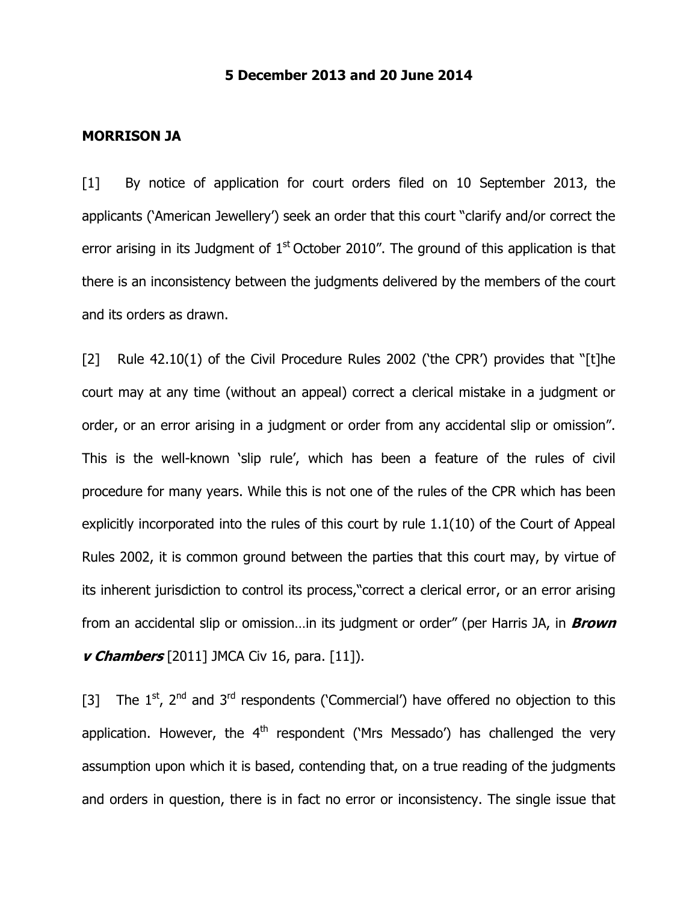**5 December 2013 and 20 June 2014**

**MORRISON JA**

[1] By notice of application for court orders filed on 10 September 2013, the applicants ('American Jewellery') seek an order that this court "clarify and/or correct the error arising in its Judgment of 1st October 2010". The ground of this application is that there is an inconsistency between the judgments delivered by the members of the court and its orders as drawn.

[2] Rule 42.10(1) of the Civil Procedure Rules 2002 ('the CPR') provides that "[t]he court may at any time (without an appeal) correct a clerical mistake in a judgment or order, or an error arising in a judgment or order from any accidental slip or omission". This is the well-known 'slip rule', which has been a feature of the rules of civil procedure for many years. While this is not one of the rules of the CPR which has been explicitly incorporated into the rules of this court by rule 1.1(10) of the Court of Appeal Rules 2002, it is common ground between the parties that this court may, by virtue of its inherent jurisdiction to control its process,"correct a clerical error, or an error arising from an accidental slip or omission…in its judgment or order" (per Harris JA, in ***Brown v Chambers*** [2011] JMCA Civ 16, para. [11]).

[3] The 1st, 2nd and 3rd respondents ('Commercial') have offered no objection to this application. However, the 4th respondent ('Mrs Messado') has challenged the very assumption upon which it is based, contending that, on a true reading of the judgments and orders in question, there is in fact no error or inconsistency. The single issue that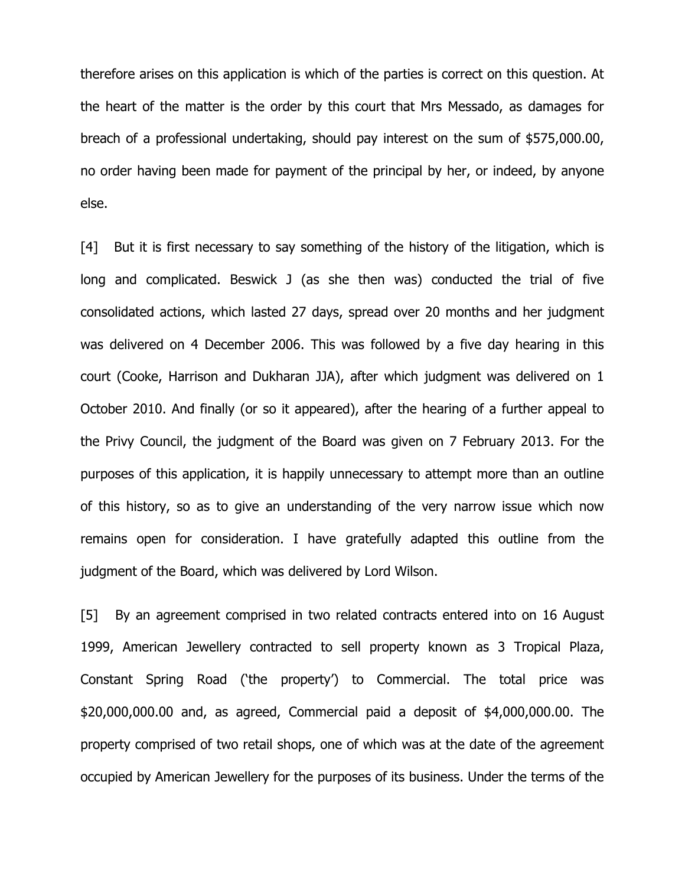therefore arises on this application is which of the parties is correct on this question. At the heart of the matter is the order by this court that Mrs Messado, as damages for breach of a professional undertaking, should pay interest on the sum of $575,000.00, no order having been made for payment of the principal by her, or indeed, by anyone else.

[4] But it is first necessary to say something of the history of the litigation, which is long and complicated. Beswick J (as she then was) conducted the trial of five consolidated actions, which lasted 27 days, spread over 20 months and her judgment was delivered on 4 December 2006. This was followed by a five day hearing in this court (Cooke, Harrison and Dukharan JJA), after which judgment was delivered on 1 October 2010. And finally (or so it appeared), after the hearing of a further appeal to the Privy Council, the judgment of the Board was given on 7 February 2013. For the purposes of this application, it is happily unnecessary to attempt more than an outline of this history, so as to give an understanding of the very narrow issue which now remains open for consideration. I have gratefully adapted this outline from the judgment of the Board, which was delivered by Lord Wilson.

[5] By an agreement comprised in two related contracts entered into on 16 August 1999, American Jewellery contracted to sell property known as 3 Tropical Plaza, Constant Spring Road ('the property') to Commercial. The total price was $20,000,000.00 and, as agreed, Commercial paid a deposit of $4,000,000.00. The property comprised of two retail shops, one of which was at the date of the agreement occupied by American Jewellery for the purposes of its business. Under the terms of the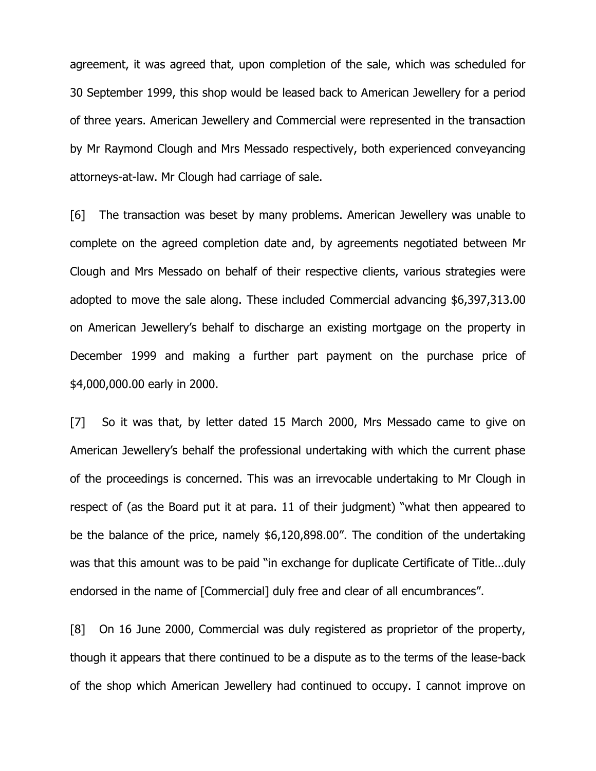agreement, it was agreed that, upon completion of the sale, which was scheduled for 30 September 1999, this shop would be leased back to American Jewellery for a period of three years. American Jewellery and Commercial were represented in the transaction by Mr Raymond Clough and Mrs Messado respectively, both experienced conveyancing attorneys-at-law. Mr Clough had carriage of sale.

[6] The transaction was beset by many problems. American Jewellery was unable to complete on the agreed completion date and, by agreements negotiated between Mr Clough and Mrs Messado on behalf of their respective clients, various strategies were adopted to move the sale along. These included Commercial advancing $6,397,313.00 on American Jewellery's behalf to discharge an existing mortgage on the property in December 1999 and making a further part payment on the purchase price of $4,000,000.00 early in 2000.

[7] So it was that, by letter dated 15 March 2000, Mrs Messado came to give on American Jewellery's behalf the professional undertaking with which the current phase of the proceedings is concerned. This was an irrevocable undertaking to Mr Clough in respect of (as the Board put it at para. 11 of their judgment) "what then appeared to be the balance of the price, namely $6,120,898.00". The condition of the undertaking was that this amount was to be paid "in exchange for duplicate Certificate of Title…duly endorsed in the name of [Commercial] duly free and clear of all encumbrances".

[8] On 16 June 2000, Commercial was duly registered as proprietor of the property, though it appears that there continued to be a dispute as to the terms of the lease-back of the shop which American Jewellery had continued to occupy. I cannot improve on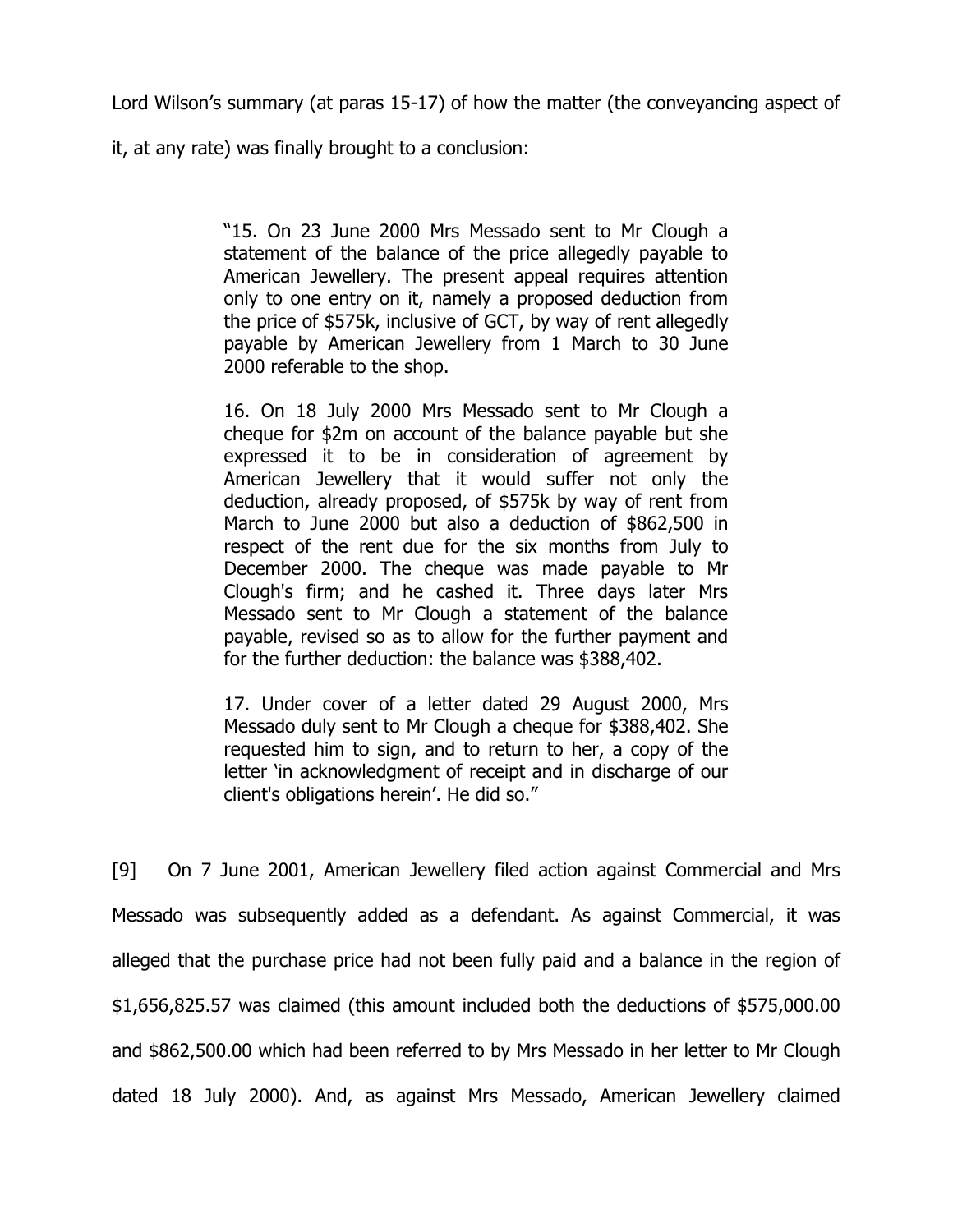Lord Wilson's summary (at paras 15-17) of how the matter (the conveyancing aspect of it, at any rate) was finally brought to a conclusion:

> "15. On 23 June 2000 Mrs Messado sent to Mr Clough a statement of the balance of the price allegedly payable to American Jewellery. The present appeal requires attention only to one entry on it, namely a proposed deduction from the price of $575k, inclusive of GCT, by way of rent allegedly payable by American Jewellery from 1 March to 30 June 2000 referable to the shop.
>
> 16. On 18 July 2000 Mrs Messado sent to Mr Clough a cheque for $2m on account of the balance payable but she expressed it to be in consideration of agreement by American Jewellery that it would suffer not only the deduction, already proposed, of $575k by way of rent from March to June 2000 but also a deduction of $862,500 in respect of the rent due for the six months from July to December 2000. The cheque was made payable to Mr Clough's firm; and he cashed it. Three days later Mrs Messado sent to Mr Clough a statement of the balance payable, revised so as to allow for the further payment and for the further deduction: the balance was $388,402.
>
> 17. Under cover of a letter dated 29 August 2000, Mrs Messado duly sent to Mr Clough a cheque for $388,402. She requested him to sign, and to return to her, a copy of the letter 'in acknowledgment of receipt and in discharge of our client's obligations herein'. He did so."

[9] On 7 June 2001, American Jewellery filed action against Commercial and Mrs Messado was subsequently added as a defendant. As against Commercial, it was alleged that the purchase price had not been fully paid and a balance in the region of $1,656,825.57 was claimed (this amount included both the deductions of $575,000.00 and $862,500.00 which had been referred to by Mrs Messado in her letter to Mr Clough dated 18 July 2000). And, as against Mrs Messado, American Jewellery claimed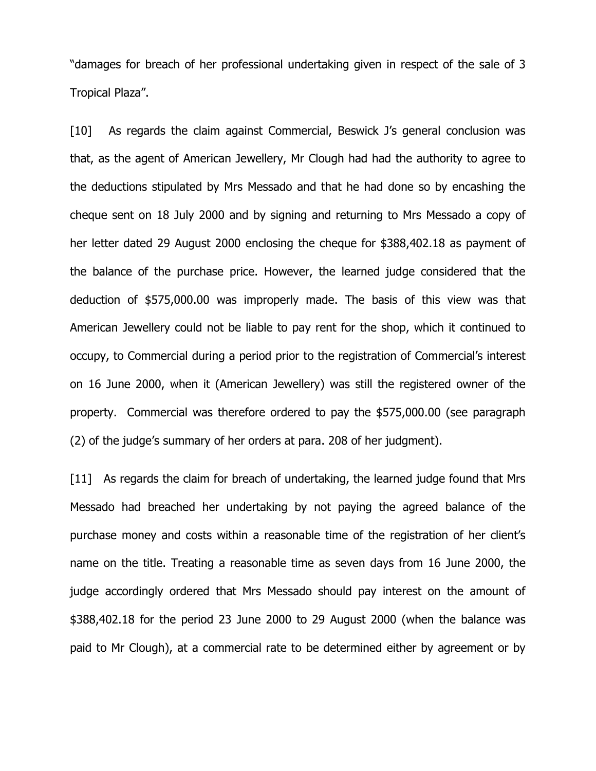"damages for breach of her professional undertaking given in respect of the sale of 3 Tropical Plaza".

[10] As regards the claim against Commercial, Beswick J's general conclusion was that, as the agent of American Jewellery, Mr Clough had had the authority to agree to the deductions stipulated by Mrs Messado and that he had done so by encashing the cheque sent on 18 July 2000 and by signing and returning to Mrs Messado a copy of her letter dated 29 August 2000 enclosing the cheque for $388,402.18 as payment of the balance of the purchase price. However, the learned judge considered that the deduction of $575,000.00 was improperly made. The basis of this view was that American Jewellery could not be liable to pay rent for the shop, which it continued to occupy, to Commercial during a period prior to the registration of Commercial's interest on 16 June 2000, when it (American Jewellery) was still the registered owner of the property. Commercial was therefore ordered to pay the $575,000.00 (see paragraph (2) of the judge's summary of her orders at para. 208 of her judgment).

[11] As regards the claim for breach of undertaking, the learned judge found that Mrs Messado had breached her undertaking by not paying the agreed balance of the purchase money and costs within a reasonable time of the registration of her client's name on the title. Treating a reasonable time as seven days from 16 June 2000, the judge accordingly ordered that Mrs Messado should pay interest on the amount of $388,402.18 for the period 23 June 2000 to 29 August 2000 (when the balance was paid to Mr Clough), at a commercial rate to be determined either by agreement or by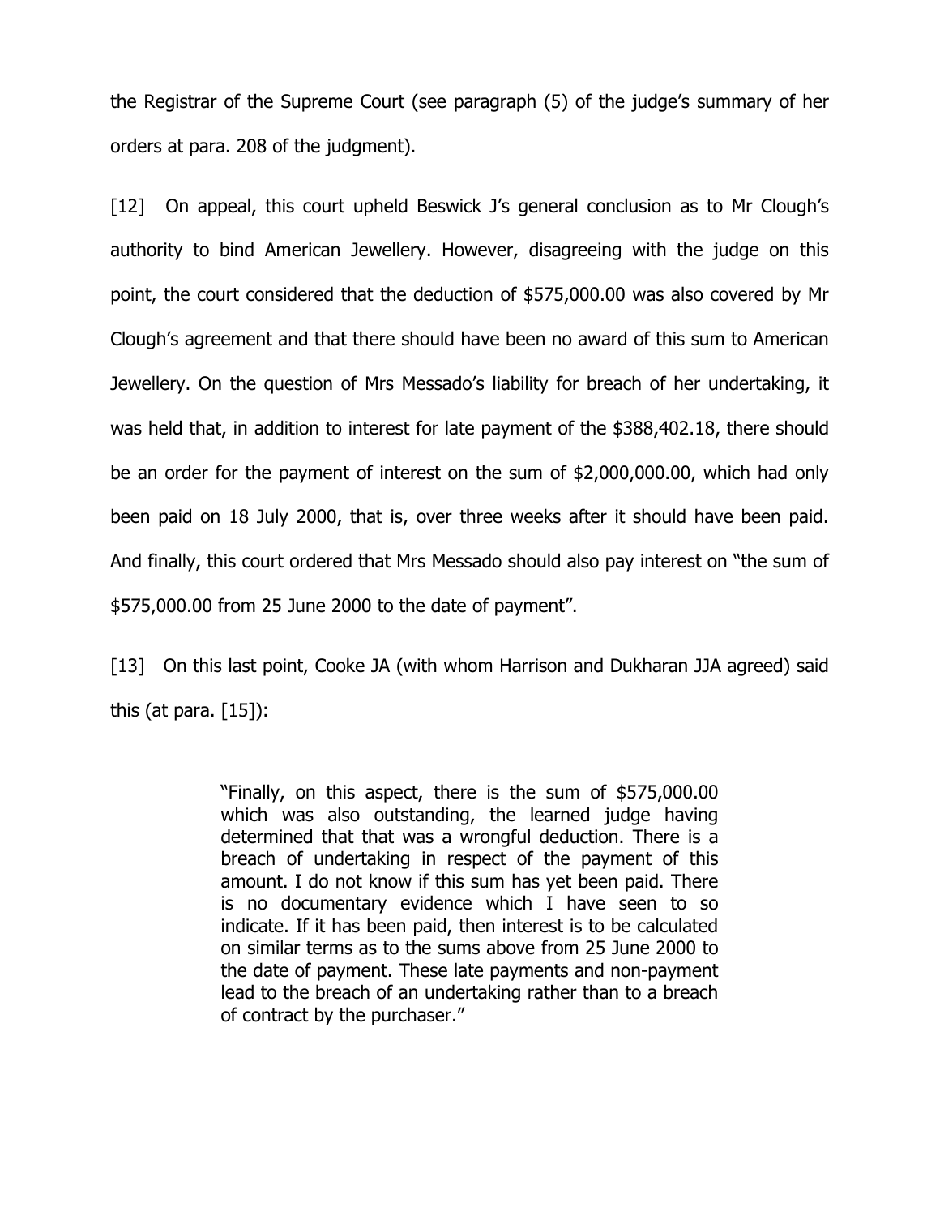the Registrar of the Supreme Court (see paragraph (5) of the judge's summary of her orders at para. 208 of the judgment).

[12] On appeal, this court upheld Beswick J's general conclusion as to Mr Clough's authority to bind American Jewellery. However, disagreeing with the judge on this point, the court considered that the deduction of $575,000.00 was also covered by Mr Clough's agreement and that there should have been no award of this sum to American Jewellery. On the question of Mrs Messado's liability for breach of her undertaking, it was held that, in addition to interest for late payment of the $388,402.18, there should be an order for the payment of interest on the sum of $2,000,000.00, which had only been paid on 18 July 2000, that is, over three weeks after it should have been paid. And finally, this court ordered that Mrs Messado should also pay interest on "the sum of $575,000.00 from 25 June 2000 to the date of payment".

[13] On this last point, Cooke JA (with whom Harrison and Dukharan JJA agreed) said this (at para. [15]):

> "Finally, on this aspect, there is the sum of $575,000.00 which was also outstanding, the learned judge having determined that that was a wrongful deduction. There is a breach of undertaking in respect of the payment of this amount. I do not know if this sum has yet been paid. There is no documentary evidence which I have seen to so indicate. If it has been paid, then interest is to be calculated on similar terms as to the sums above from 25 June 2000 to the date of payment. These late payments and non-payment lead to the breach of an undertaking rather than to a breach of contract by the purchaser."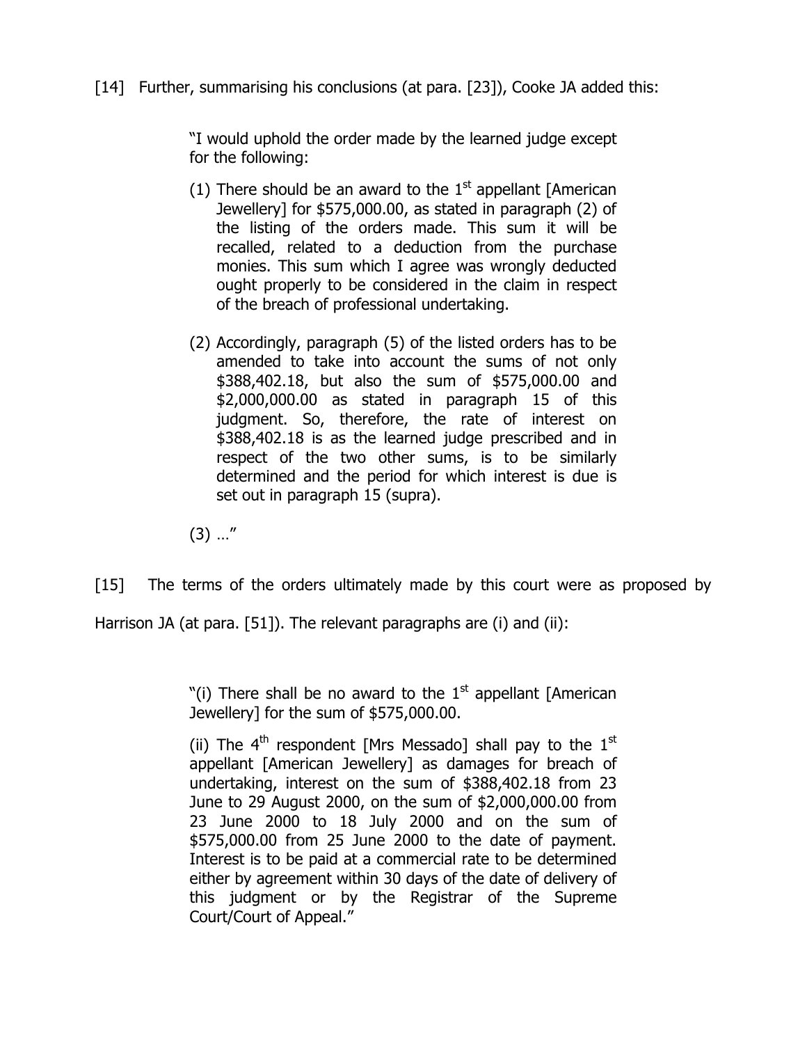[14] Further, summarising his conclusions (at para. [23]), Cooke JA added this:

> "I would uphold the order made by the learned judge except for the following:
>
> (1) There should be an award to the 1st appellant [American Jewellery] for $575,000.00, as stated in paragraph (2) of the listing of the orders made. This sum it will be recalled, related to a deduction from the purchase monies. This sum which I agree was wrongly deducted ought properly to be considered in the claim in respect of the breach of professional undertaking.
>
> (2) Accordingly, paragraph (5) of the listed orders has to be amended to take into account the sums of not only $388,402.18, but also the sum of $575,000.00 and $2,000,000.00 as stated in paragraph 15 of this judgment. So, therefore, the rate of interest on $388,402.18 is as the learned judge prescribed and in respect of the two other sums, is to be similarly determined and the period for which interest is due is set out in paragraph 15 (supra).
>
> (3) …"

[15] The terms of the orders ultimately made by this court were as proposed by Harrison JA (at para. [51]). The relevant paragraphs are (i) and (ii):

> "(i) There shall be no award to the 1st appellant [American Jewellery] for the sum of $575,000.00.
>
> (ii) The 4th respondent [Mrs Messado] shall pay to the 1st appellant [American Jewellery] as damages for breach of undertaking, interest on the sum of $388,402.18 from 23 June to 29 August 2000, on the sum of $2,000,000.00 from 23 June 2000 to 18 July 2000 and on the sum of $575,000.00 from 25 June 2000 to the date of payment. Interest is to be paid at a commercial rate to be determined either by agreement within 30 days of the date of delivery of this judgment or by the Registrar of the Supreme Court/Court of Appeal."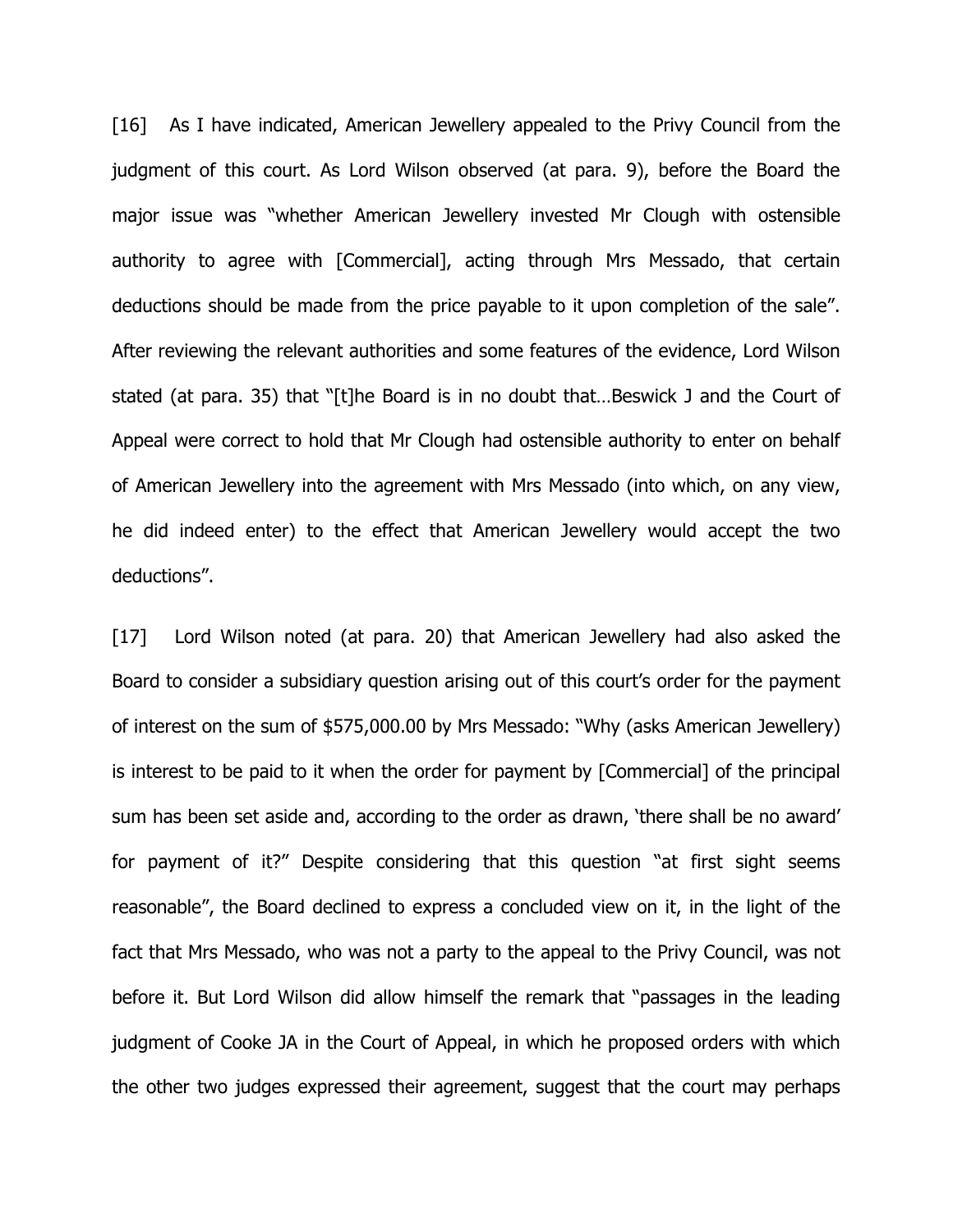[16] As I have indicated, American Jewellery appealed to the Privy Council from the judgment of this court. As Lord Wilson observed (at para. 9), before the Board the major issue was "whether American Jewellery invested Mr Clough with ostensible authority to agree with [Commercial], acting through Mrs Messado, that certain deductions should be made from the price payable to it upon completion of the sale". After reviewing the relevant authorities and some features of the evidence, Lord Wilson stated (at para. 35) that "[t]he Board is in no doubt that…Beswick J and the Court of Appeal were correct to hold that Mr Clough had ostensible authority to enter on behalf of American Jewellery into the agreement with Mrs Messado (into which, on any view, he did indeed enter) to the effect that American Jewellery would accept the two deductions".

[17] Lord Wilson noted (at para. 20) that American Jewellery had also asked the Board to consider a subsidiary question arising out of this court's order for the payment of interest on the sum of $575,000.00 by Mrs Messado: "Why (asks American Jewellery) is interest to be paid to it when the order for payment by [Commercial] of the principal sum has been set aside and, according to the order as drawn, 'there shall be no award' for payment of it?" Despite considering that this question "at first sight seems reasonable", the Board declined to express a concluded view on it, in the light of the fact that Mrs Messado, who was not a party to the appeal to the Privy Council, was not before it. But Lord Wilson did allow himself the remark that "passages in the leading judgment of Cooke JA in the Court of Appeal, in which he proposed orders with which the other two judges expressed their agreement, suggest that the court may perhaps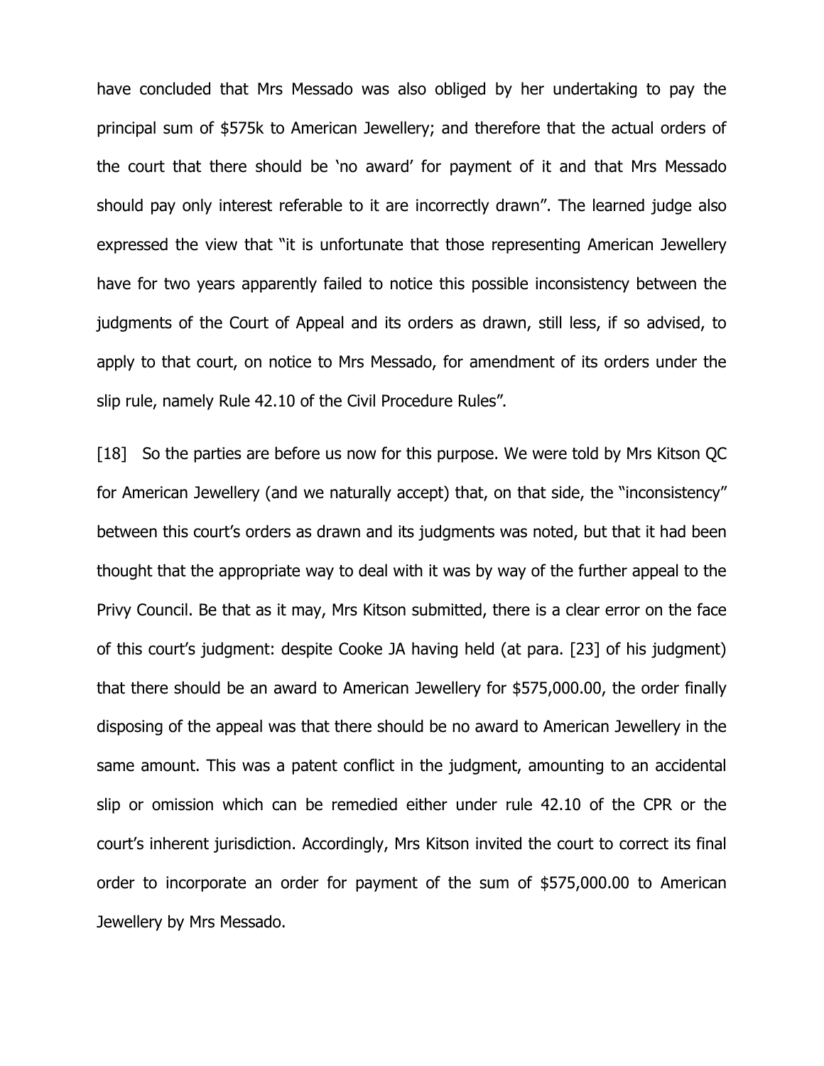have concluded that Mrs Messado was also obliged by her undertaking to pay the principal sum of $575k to American Jewellery; and therefore that the actual orders of the court that there should be 'no award' for payment of it and that Mrs Messado should pay only interest referable to it are incorrectly drawn". The learned judge also expressed the view that "it is unfortunate that those representing American Jewellery have for two years apparently failed to notice this possible inconsistency between the judgments of the Court of Appeal and its orders as drawn, still less, if so advised, to apply to that court, on notice to Mrs Messado, for amendment of its orders under the slip rule, namely Rule 42.10 of the Civil Procedure Rules".

[18] So the parties are before us now for this purpose. We were told by Mrs Kitson QC for American Jewellery (and we naturally accept) that, on that side, the "inconsistency" between this court's orders as drawn and its judgments was noted, but that it had been thought that the appropriate way to deal with it was by way of the further appeal to the Privy Council. Be that as it may, Mrs Kitson submitted, there is a clear error on the face of this court's judgment: despite Cooke JA having held (at para. [23] of his judgment) that there should be an award to American Jewellery for $575,000.00, the order finally disposing of the appeal was that there should be no award to American Jewellery in the same amount. This was a patent conflict in the judgment, amounting to an accidental slip or omission which can be remedied either under rule 42.10 of the CPR or the court's inherent jurisdiction. Accordingly, Mrs Kitson invited the court to correct its final order to incorporate an order for payment of the sum of $575,000.00 to American Jewellery by Mrs Messado.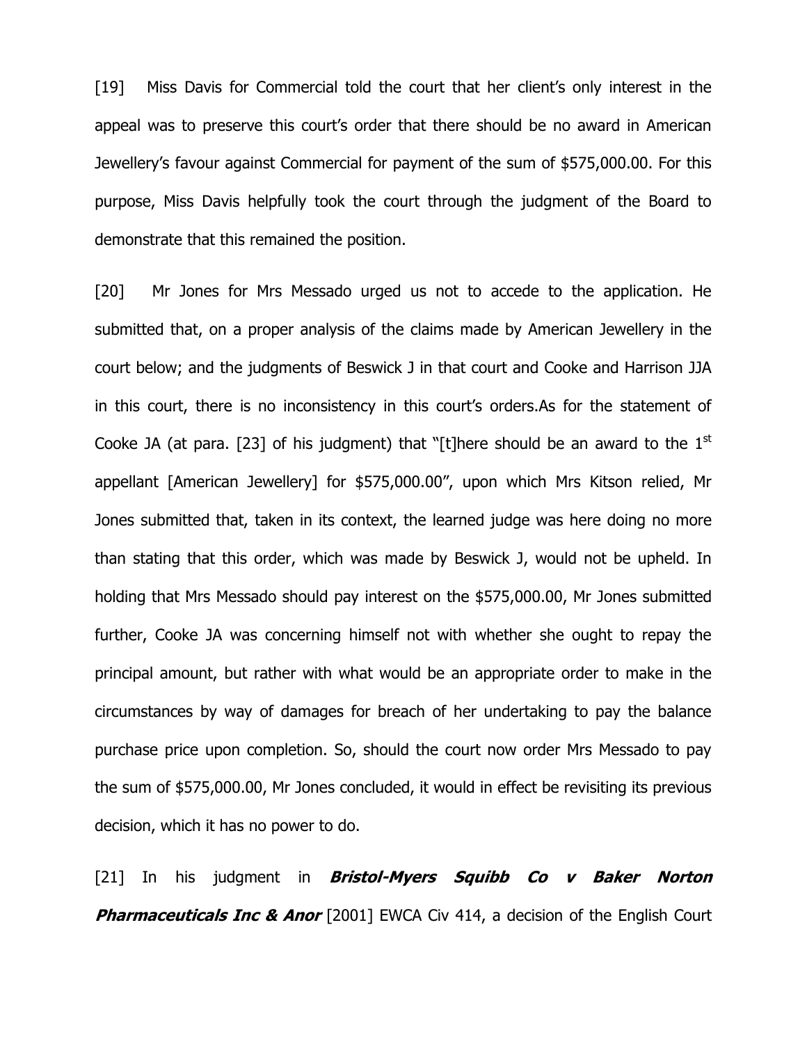[19] Miss Davis for Commercial told the court that her client's only interest in the appeal was to preserve this court's order that there should be no award in American Jewellery's favour against Commercial for payment of the sum of $575,000.00. For this purpose, Miss Davis helpfully took the court through the judgment of the Board to demonstrate that this remained the position.

[20] Mr Jones for Mrs Messado urged us not to accede to the application. He submitted that, on a proper analysis of the claims made by American Jewellery in the court below; and the judgments of Beswick J in that court and Cooke and Harrison JJA in this court, there is no inconsistency in this court's orders.As for the statement of Cooke JA (at para. [23] of his judgment) that "[t]here should be an award to the 1st appellant [American Jewellery] for $575,000.00", upon which Mrs Kitson relied, Mr Jones submitted that, taken in its context, the learned judge was here doing no more than stating that this order, which was made by Beswick J, would not be upheld. In holding that Mrs Messado should pay interest on the $575,000.00, Mr Jones submitted further, Cooke JA was concerning himself not with whether she ought to repay the principal amount, but rather with what would be an appropriate order to make in the circumstances by way of damages for breach of her undertaking to pay the balance purchase price upon completion. So, should the court now order Mrs Messado to pay the sum of $575,000.00, Mr Jones concluded, it would in effect be revisiting its previous decision, which it has no power to do.

[21] In his judgment in ***Bristol-Myers Squibb Co v Baker Norton Pharmaceuticals Inc & Anor*** [2001] EWCA Civ 414, a decision of the English Court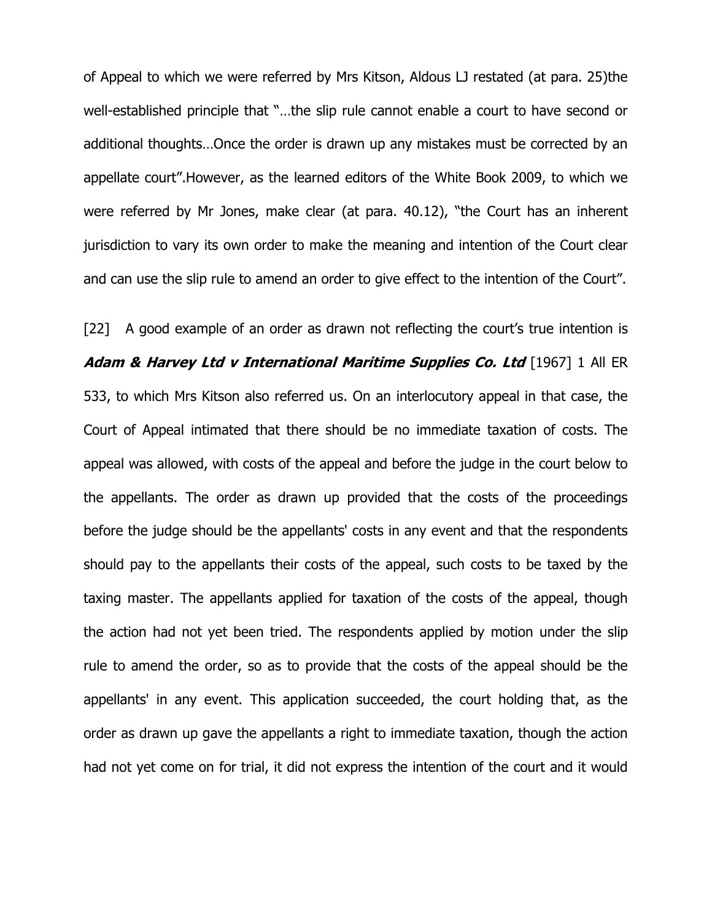of Appeal to which we were referred by Mrs Kitson, Aldous LJ restated (at para. 25)the well-established principle that "…the slip rule cannot enable a court to have second or additional thoughts…Once the order is drawn up any mistakes must be corrected by an appellate court".However, as the learned editors of the White Book 2009, to which we were referred by Mr Jones, make clear (at para. 40.12), "the Court has an inherent jurisdiction to vary its own order to make the meaning and intention of the Court clear and can use the slip rule to amend an order to give effect to the intention of the Court".

[22] A good example of an order as drawn not reflecting the court's true intention is ***Adam & Harvey Ltd v International Maritime Supplies Co. Ltd*** [1967] 1 All ER 533, to which Mrs Kitson also referred us. On an interlocutory appeal in that case, the Court of Appeal intimated that there should be no immediate taxation of costs. The appeal was allowed, with costs of the appeal and before the judge in the court below to the appellants. The order as drawn up provided that the costs of the proceedings before the judge should be the appellants' costs in any event and that the respondents should pay to the appellants their costs of the appeal, such costs to be taxed by the taxing master. The appellants applied for taxation of the costs of the appeal, though the action had not yet been tried. The respondents applied by motion under the slip rule to amend the order, so as to provide that the costs of the appeal should be the appellants' in any event. This application succeeded, the court holding that, as the order as drawn up gave the appellants a right to immediate taxation, though the action had not yet come on for trial, it did not express the intention of the court and it would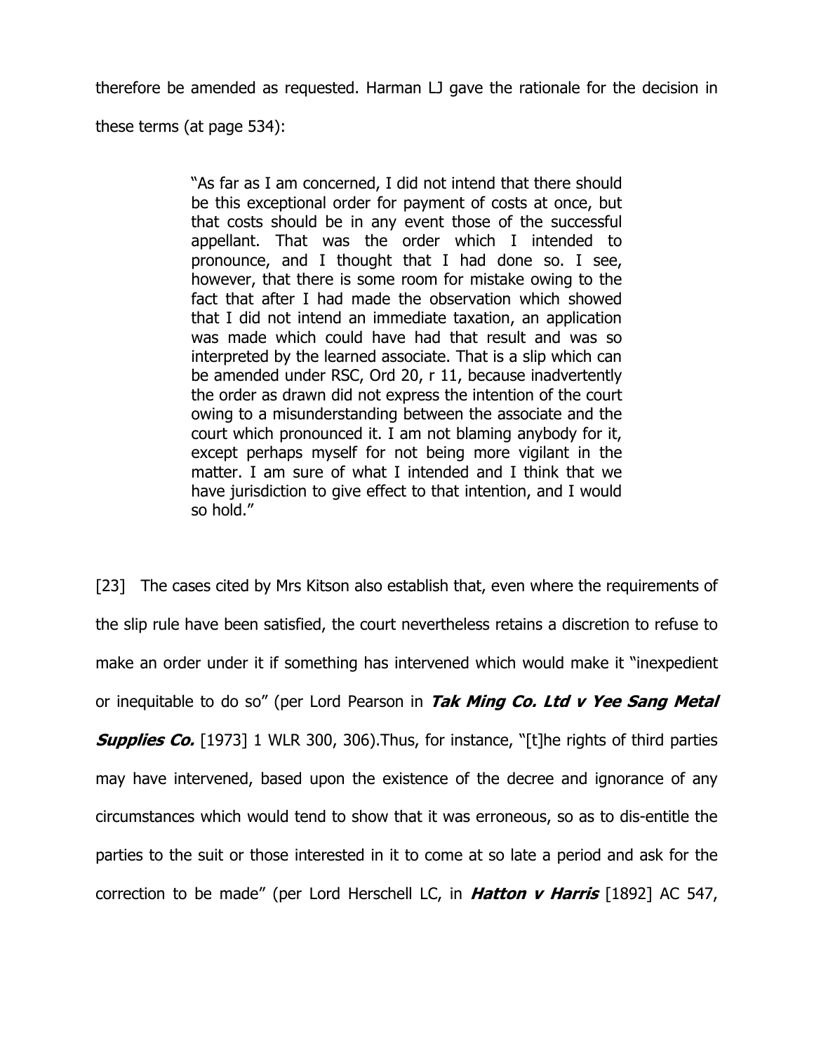therefore be amended as requested. Harman LJ gave the rationale for the decision in these terms (at page 534):

> "As far as I am concerned, I did not intend that there should be this exceptional order for payment of costs at once, but that costs should be in any event those of the successful appellant. That was the order which I intended to pronounce, and I thought that I had done so. I see, however, that there is some room for mistake owing to the fact that after I had made the observation which showed that I did not intend an immediate taxation, an application was made which could have had that result and was so interpreted by the learned associate. That is a slip which can be amended under RSC, Ord 20, r 11, because inadvertently the order as drawn did not express the intention of the court owing to a misunderstanding between the associate and the court which pronounced it. I am not blaming anybody for it, except perhaps myself for not being more vigilant in the matter. I am sure of what I intended and I think that we have jurisdiction to give effect to that intention, and I would so hold."

[23] The cases cited by Mrs Kitson also establish that, even where the requirements of the slip rule have been satisfied, the court nevertheless retains a discretion to refuse to make an order under it if something has intervened which would make it "inexpedient or inequitable to do so" (per Lord Pearson in ***Tak Ming Co. Ltd v Yee Sang Metal Supplies Co.*** [1973] 1 WLR 300, 306).Thus, for instance, "[t]he rights of third parties may have intervened, based upon the existence of the decree and ignorance of any circumstances which would tend to show that it was erroneous, so as to dis-entitle the parties to the suit or those interested in it to come at so late a period and ask for the correction to be made" (per Lord Herschell LC, in ***Hatton v Harris*** [1892] AC 547,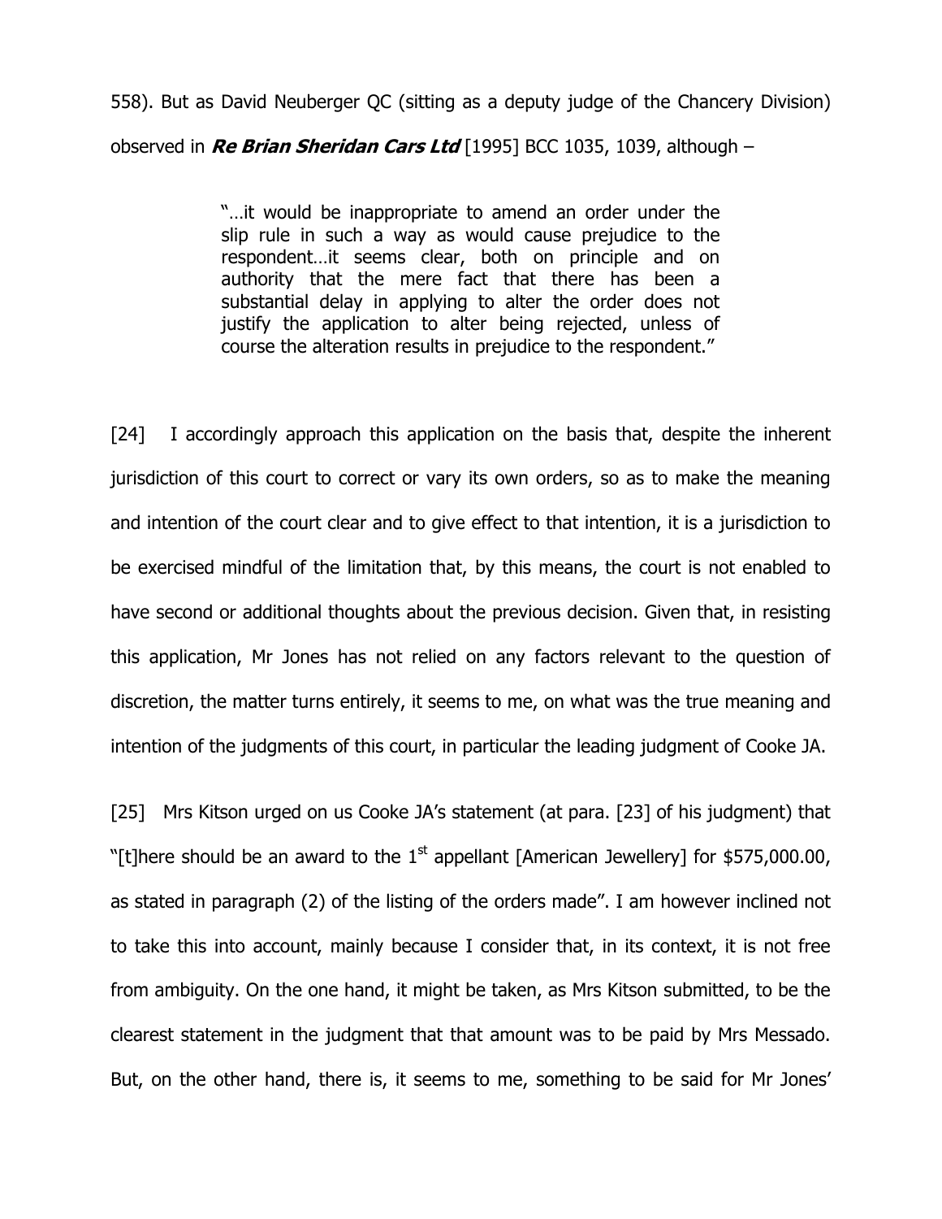558). But as David Neuberger QC (sitting as a deputy judge of the Chancery Division) observed in ***Re Brian Sheridan Cars Ltd*** [1995] BCC 1035, 1039, although –

> "…it would be inappropriate to amend an order under the slip rule in such a way as would cause prejudice to the respondent…it seems clear, both on principle and on authority that the mere fact that there has been a substantial delay in applying to alter the order does not justify the application to alter being rejected, unless of course the alteration results in prejudice to the respondent."

[24] I accordingly approach this application on the basis that, despite the inherent jurisdiction of this court to correct or vary its own orders, so as to make the meaning and intention of the court clear and to give effect to that intention, it is a jurisdiction to be exercised mindful of the limitation that, by this means, the court is not enabled to have second or additional thoughts about the previous decision. Given that, in resisting this application, Mr Jones has not relied on any factors relevant to the question of discretion, the matter turns entirely, it seems to me, on what was the true meaning and intention of the judgments of this court, in particular the leading judgment of Cooke JA.

[25] Mrs Kitson urged on us Cooke JA's statement (at para. [23] of his judgment) that "[t]here should be an award to the 1st appellant [American Jewellery] for $575,000.00, as stated in paragraph (2) of the listing of the orders made". I am however inclined not to take this into account, mainly because I consider that, in its context, it is not free from ambiguity. On the one hand, it might be taken, as Mrs Kitson submitted, to be the clearest statement in the judgment that that amount was to be paid by Mrs Messado. But, on the other hand, there is, it seems to me, something to be said for Mr Jones'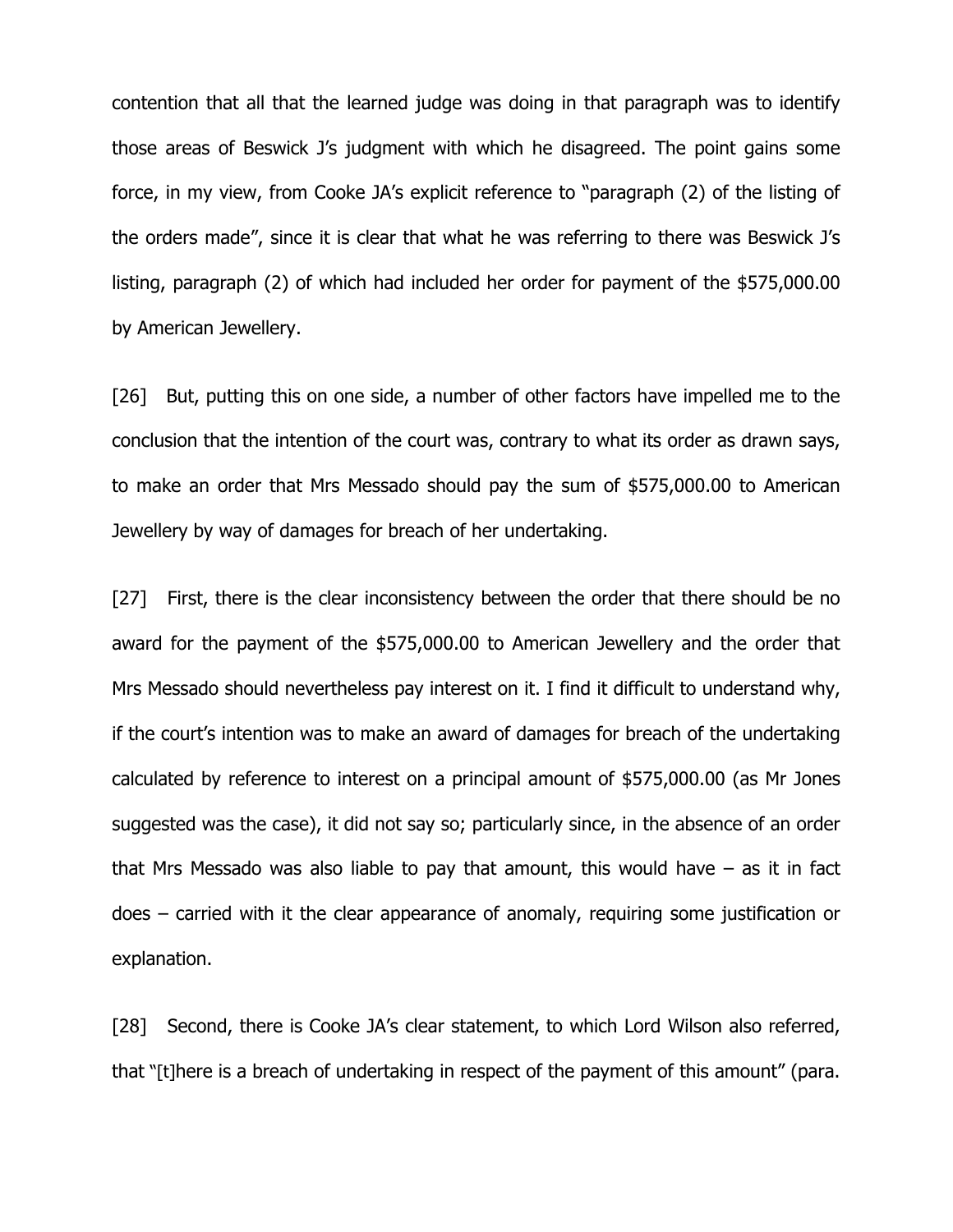contention that all that the learned judge was doing in that paragraph was to identify those areas of Beswick J's judgment with which he disagreed. The point gains some force, in my view, from Cooke JA's explicit reference to "paragraph (2) of the listing of the orders made", since it is clear that what he was referring to there was Beswick J's listing, paragraph (2) of which had included her order for payment of the $575,000.00 by American Jewellery.

[26] But, putting this on one side, a number of other factors have impelled me to the conclusion that the intention of the court was, contrary to what its order as drawn says, to make an order that Mrs Messado should pay the sum of $575,000.00 to American Jewellery by way of damages for breach of her undertaking.

[27] First, there is the clear inconsistency between the order that there should be no award for the payment of the $575,000.00 to American Jewellery and the order that Mrs Messado should nevertheless pay interest on it. I find it difficult to understand why, if the court's intention was to make an award of damages for breach of the undertaking calculated by reference to interest on a principal amount of $575,000.00 (as Mr Jones suggested was the case), it did not say so; particularly since, in the absence of an order that Mrs Messado was also liable to pay that amount, this would have – as it in fact does – carried with it the clear appearance of anomaly, requiring some justification or explanation.

[28] Second, there is Cooke JA's clear statement, to which Lord Wilson also referred, that "[t]here is a breach of undertaking in respect of the payment of this amount" (para.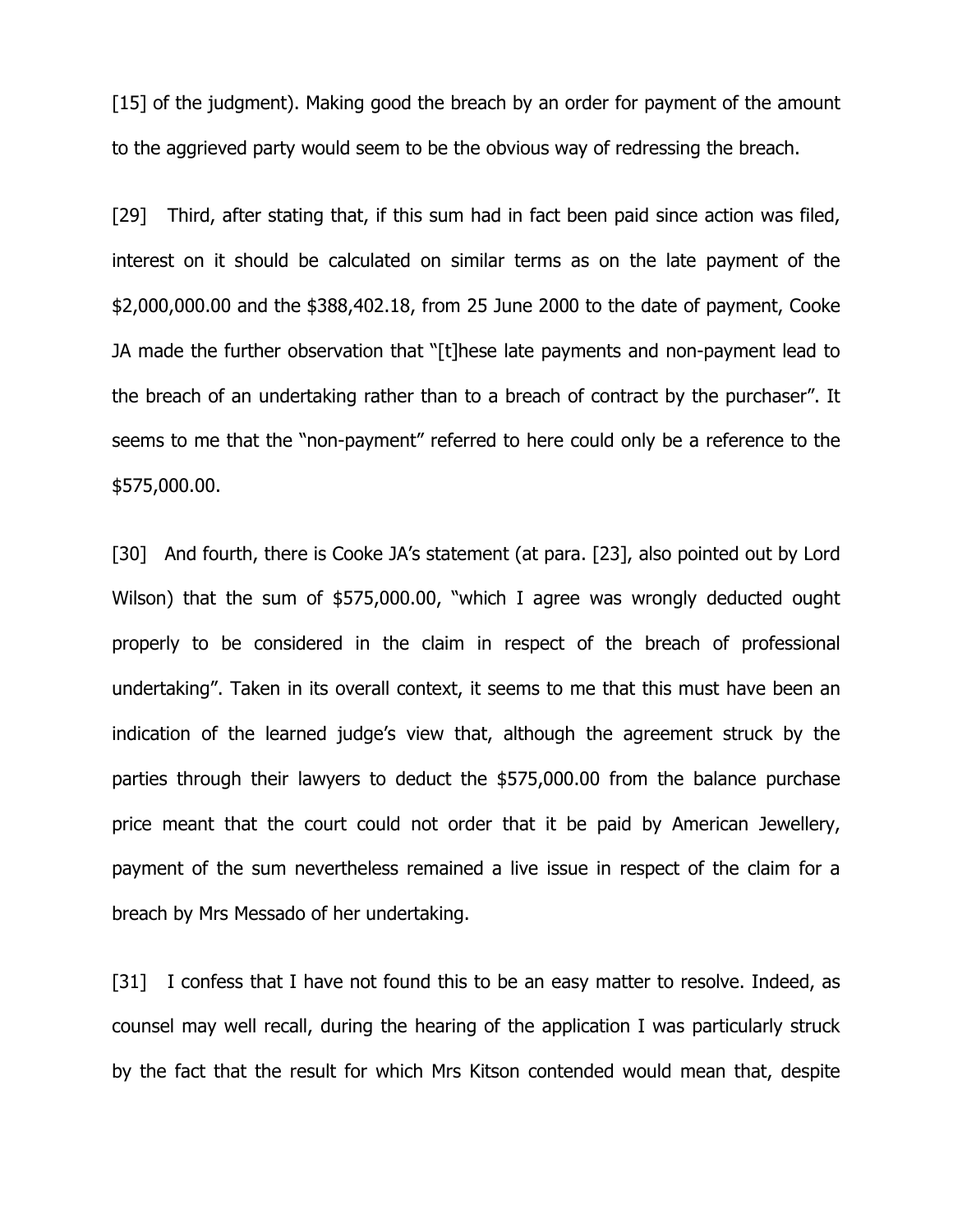[15] of the judgment). Making good the breach by an order for payment of the amount to the aggrieved party would seem to be the obvious way of redressing the breach.

[29] Third, after stating that, if this sum had in fact been paid since action was filed, interest on it should be calculated on similar terms as on the late payment of the $2,000,000.00 and the $388,402.18, from 25 June 2000 to the date of payment, Cooke JA made the further observation that "[t]hese late payments and non-payment lead to the breach of an undertaking rather than to a breach of contract by the purchaser". It seems to me that the "non-payment" referred to here could only be a reference to the $575,000.00.

[30] And fourth, there is Cooke JA's statement (at para. [23], also pointed out by Lord Wilson) that the sum of $575,000.00, "which I agree was wrongly deducted ought properly to be considered in the claim in respect of the breach of professional undertaking". Taken in its overall context, it seems to me that this must have been an indication of the learned judge's view that, although the agreement struck by the parties through their lawyers to deduct the $575,000.00 from the balance purchase price meant that the court could not order that it be paid by American Jewellery, payment of the sum nevertheless remained a live issue in respect of the claim for a breach by Mrs Messado of her undertaking.

[31] I confess that I have not found this to be an easy matter to resolve. Indeed, as counsel may well recall, during the hearing of the application I was particularly struck by the fact that the result for which Mrs Kitson contended would mean that, despite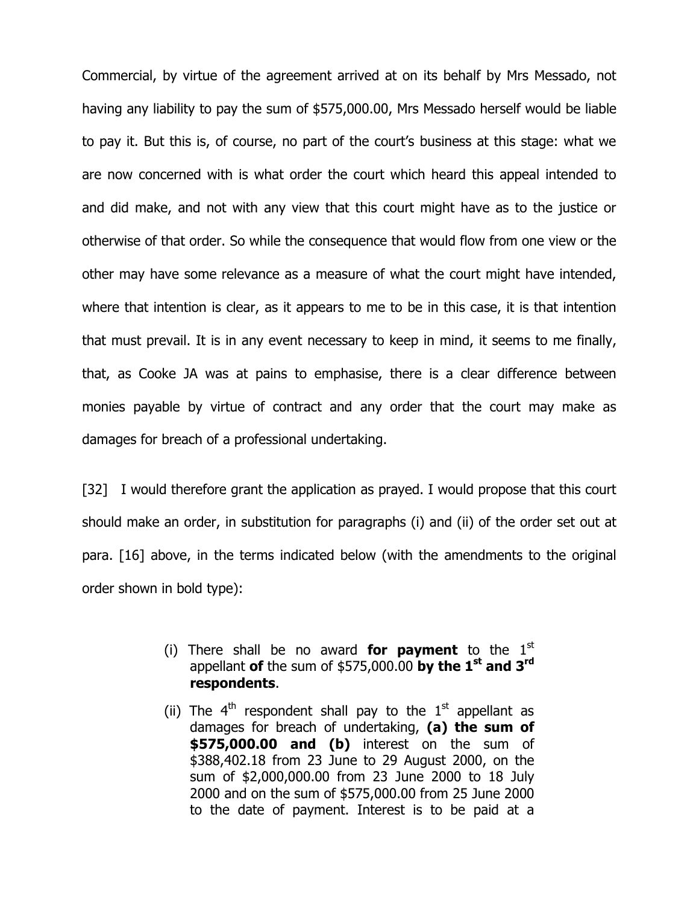Commercial, by virtue of the agreement arrived at on its behalf by Mrs Messado, not having any liability to pay the sum of $575,000.00, Mrs Messado herself would be liable to pay it. But this is, of course, no part of the court's business at this stage: what we are now concerned with is what order the court which heard this appeal intended to and did make, and not with any view that this court might have as to the justice or otherwise of that order. So while the consequence that would flow from one view or the other may have some relevance as a measure of what the court might have intended, where that intention is clear, as it appears to me to be in this case, it is that intention that must prevail. It is in any event necessary to keep in mind, it seems to me finally, that, as Cooke JA was at pains to emphasise, there is a clear difference between monies payable by virtue of contract and any order that the court may make as damages for breach of a professional undertaking.

[32] I would therefore grant the application as prayed. I would propose that this court should make an order, in substitution for paragraphs (i) and (ii) of the order set out at para. [16] above, in the terms indicated below (with the amendments to the original order shown in bold type):

> (i) There shall be no award **for payment** to the 1st appellant **of** the sum of $575,000.00 **by the 1st and 3rd respondents**.
>
> (ii) The 4th respondent shall pay to the 1st appellant as damages for breach of undertaking, **(a) the sum of $575,000.00 and (b)** interest on the sum of $388,402.18 from 23 June to 29 August 2000, on the sum of $2,000,000.00 from 23 June 2000 to 18 July 2000 and on the sum of $575,000.00 from 25 June 2000 to the date of payment. Interest is to be paid at a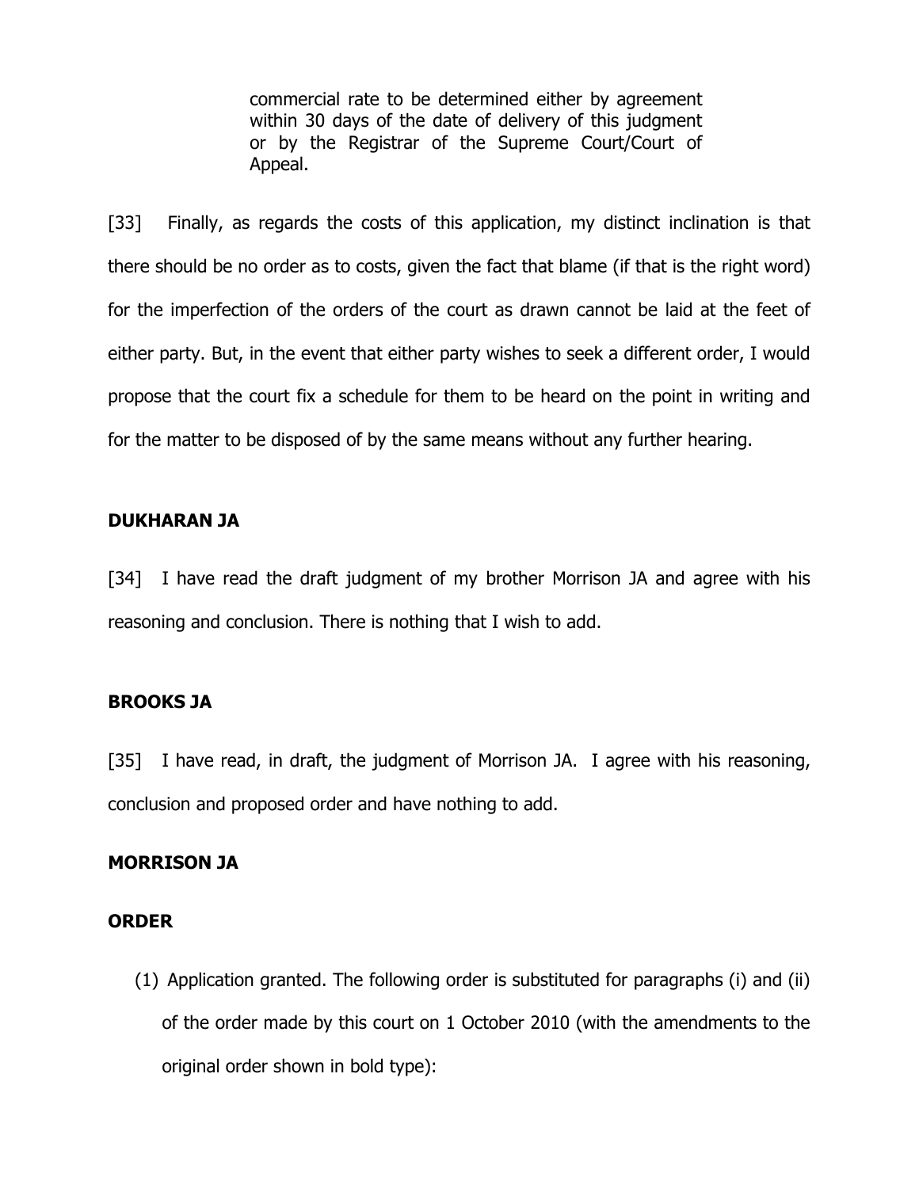> commercial rate to be determined either by agreement within 30 days of the date of delivery of this judgment or by the Registrar of the Supreme Court/Court of Appeal.

[33] Finally, as regards the costs of this application, my distinct inclination is that there should be no order as to costs, given the fact that blame (if that is the right word) for the imperfection of the orders of the court as drawn cannot be laid at the feet of either party. But, in the event that either party wishes to seek a different order, I would propose that the court fix a schedule for them to be heard on the point in writing and for the matter to be disposed of by the same means without any further hearing.

**DUKHARAN JA**

[34] I have read the draft judgment of my brother Morrison JA and agree with his reasoning and conclusion. There is nothing that I wish to add.

**BROOKS JA**

[35] I have read, in draft, the judgment of Morrison JA. I agree with his reasoning, conclusion and proposed order and have nothing to add.

**MORRISON JA**

**ORDER**

(1) Application granted. The following order is substituted for paragraphs (i) and (ii) of the order made by this court on 1 October 2010 (with the amendments to the original order shown in bold type):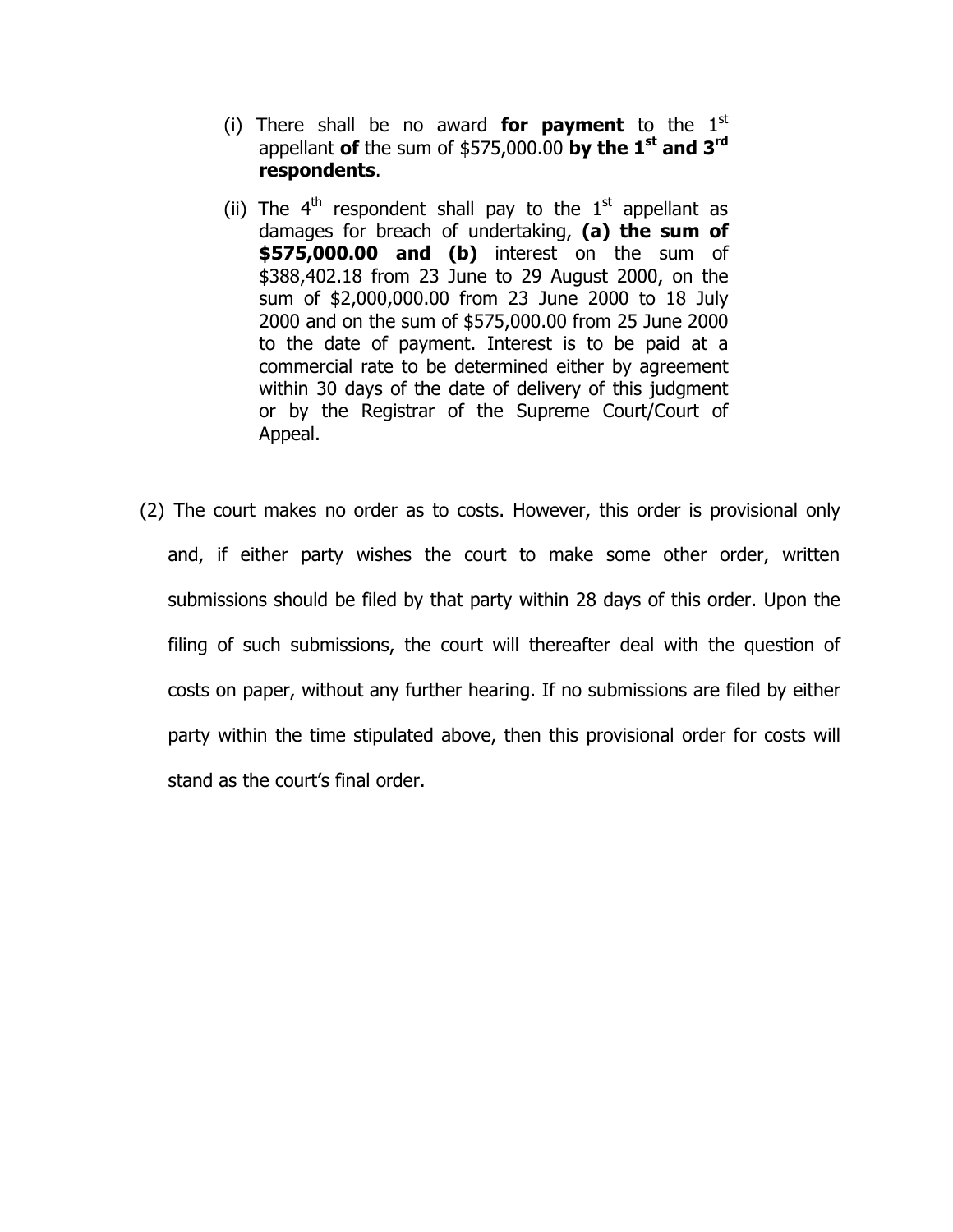(i) There shall be no award **for payment** to the 1st appellant **of** the sum of $575,000.00 **by the 1st and 3rd respondents**.

(ii) The 4th respondent shall pay to the 1st appellant as damages for breach of undertaking, **(a) the sum of $575,000.00 and (b)** interest on the sum of $388,402.18 from 23 June to 29 August 2000, on the sum of $2,000,000.00 from 23 June 2000 to 18 July 2000 and on the sum of $575,000.00 from 25 June 2000 to the date of payment. Interest is to be paid at a commercial rate to be determined either by agreement within 30 days of the date of delivery of this judgment or by the Registrar of the Supreme Court/Court of Appeal.

(2) The court makes no order as to costs. However, this order is provisional only and, if either party wishes the court to make some other order, written submissions should be filed by that party within 28 days of this order. Upon the filing of such submissions, the court will thereafter deal with the question of costs on paper, without any further hearing. If no submissions are filed by either party within the time stipulated above, then this provisional order for costs will stand as the court's final order.